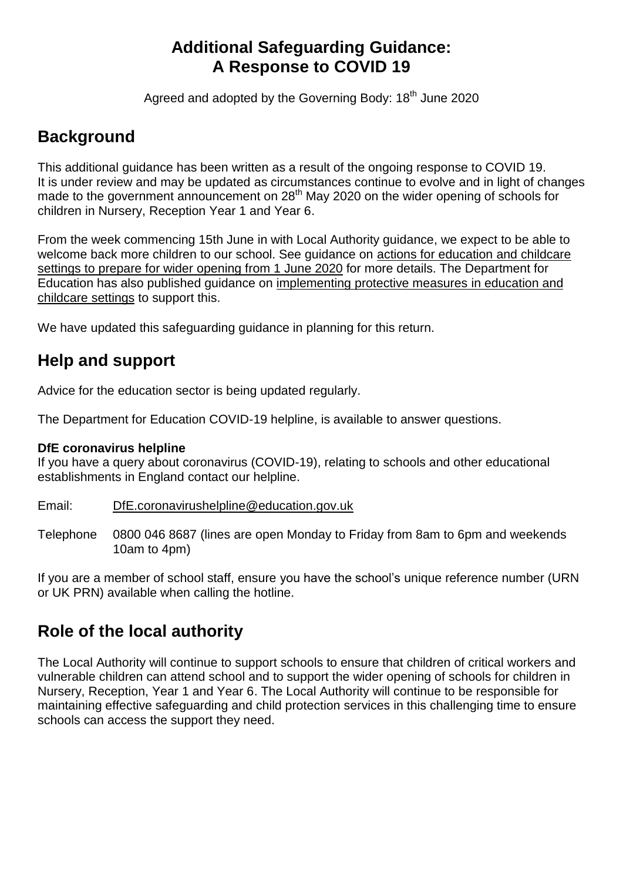# Additional Safeguarding Guidance: A Response to COVID 19

Agreed and adopted by the Governing Body: 18th June 2020

## Background

This additional guidance has been written as a result of the ongoing response to COVID 19. It is under review and may be updated as circumstances continue to evolve and in light of changes made to the government announcement on 28th May 2020 on the wider opening of schools for children in Nursery, Reception Year 1 and Year 6.

From the week commencing 15th June in with Local Authority guidance, we expect to be able to welcome back more children to our school. See guidance on actions for education and childcare settings to prepare for wider opening from 1 June 2020 for more details. The Department for Education has also published guidance on implementing protective measures in education and childcare settings to support this.

We have updated this safeguarding guidance in planning for this return.

## Help and support

Advice for the education sector is being updated regularly.

The Department for Education COVID-19 helpline, is available to answer questions.

**DfE coronavirus helpline**

If you have a query about coronavirus (COVID-19), relating to schools and other educational establishments in England contact our helpline.

Email: DfE.coronavirushelpline@education.gov.uk

Telephone 0800 046 8687 (lines are open Monday to Friday from 8am to 6pm and weekends 10am to 4pm)

If you are a member of school staff, ensure you have the school's unique reference number (URN or UK PRN) available when calling the hotline.

## Role of the local authority

The Local Authority will continue to support schools to ensure that children of critical workers and vulnerable children can attend school and to support the wider opening of schools for children in Nursery, Reception, Year 1 and Year 6. The Local Authority will continue to be responsible for maintaining effective safeguarding and child protection services in this challenging time to ensure schools can access the support they need.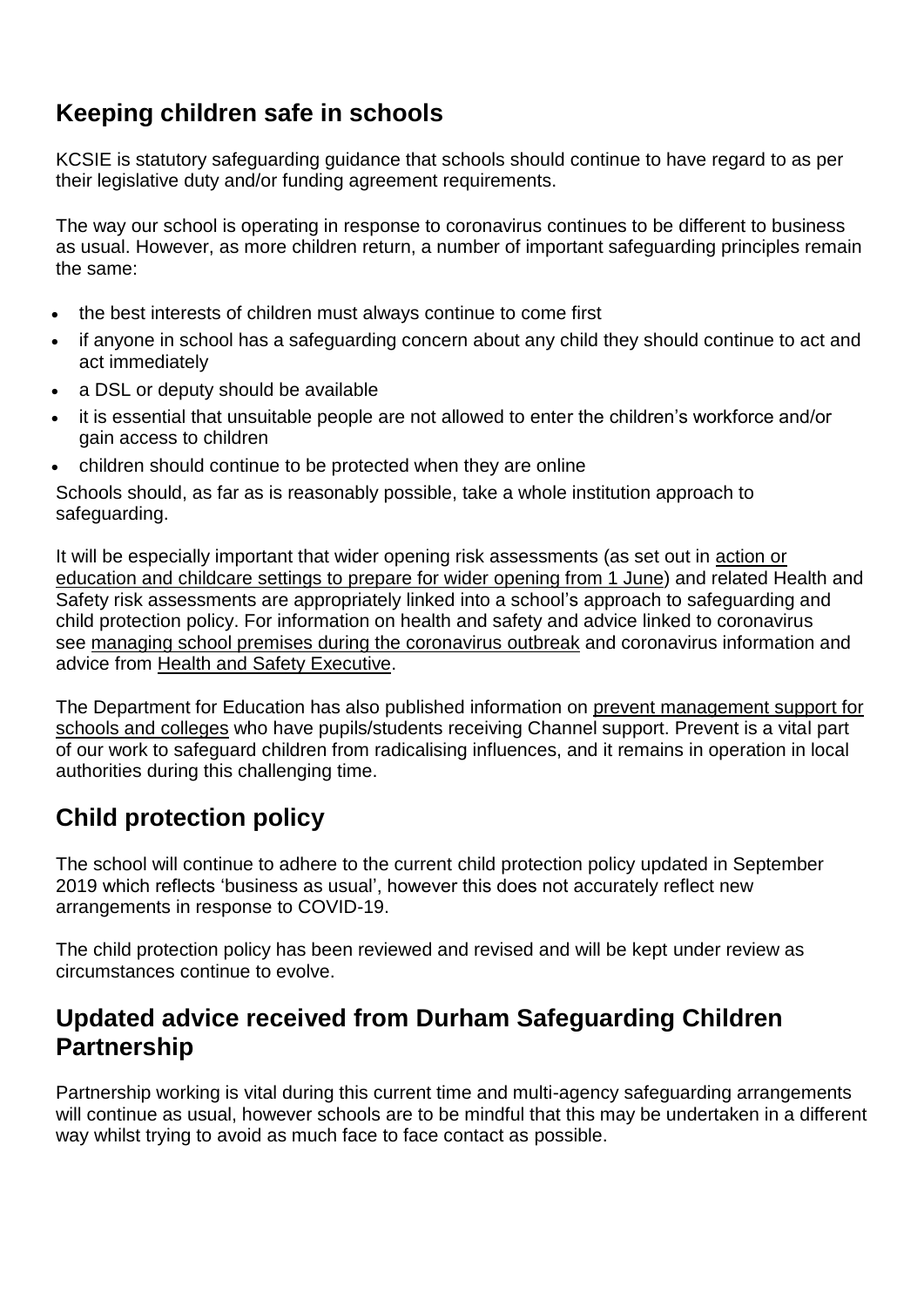## Keeping children safe in schools

KCSIE is statutory safeguarding guidance that schools should continue to have regard to as per their legislative duty and/or funding agreement requirements.

The way our school is operating in response to coronavirus continues to be different to business as usual. However, as more children return, a number of important safeguarding principles remain the same:

- the best interests of children must always continue to come first
- if anyone in school has a safeguarding concern about any child they should continue to act and act immediately
- a DSL or deputy should be available
- it is essential that unsuitable people are not allowed to enter the children's workforce and/or gain access to children
- children should continue to be protected when they are online

Schools should, as far as is reasonably possible, take a whole institution approach to safeguarding.

It will be especially important that wider opening risk assessments (as set out in action or education and childcare settings to prepare for wider opening from 1 June) and related Health and Safety risk assessments are appropriately linked into a school's approach to safeguarding and child protection policy. For information on health and safety and advice linked to coronavirus see managing school premises during the coronavirus outbreak and coronavirus information and advice from Health and Safety Executive.

The Department for Education has also published information on prevent management support for schools and colleges who have pupils/students receiving Channel support. Prevent is a vital part of our work to safeguard children from radicalising influences, and it remains in operation in local authorities during this challenging time.

## Child protection policy

The school will continue to adhere to the current child protection policy updated in September 2019 which reflects 'business as usual', however this does not accurately reflect new arrangements in response to COVID-19.

The child protection policy has been reviewed and revised and will be kept under review as circumstances continue to evolve.

## Updated advice received from Durham Safeguarding Children Partnership

Partnership working is vital during this current time and multi-agency safeguarding arrangements will continue as usual, however schools are to be mindful that this may be undertaken in a different way whilst trying to avoid as much face to face contact as possible.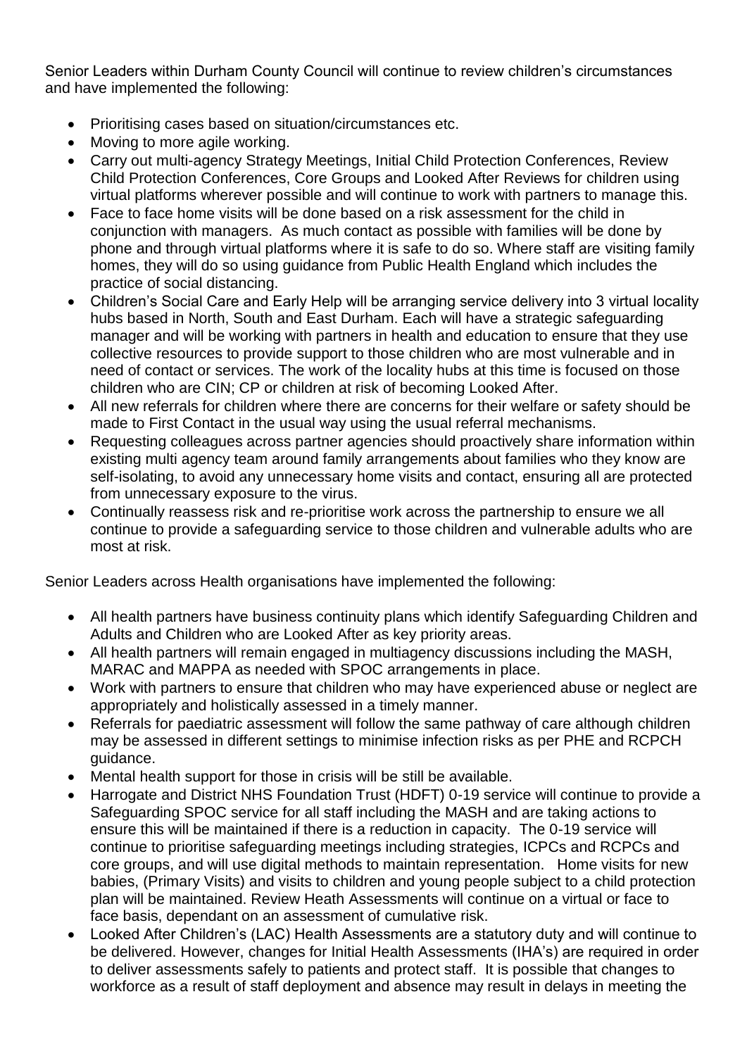Senior Leaders within Durham County Council will continue to review children's circumstances and have implemented the following:

- Prioritising cases based on situation/circumstances etc.
- Moving to more agile working.
- Carry out multi-agency Strategy Meetings, Initial Child Protection Conferences, Review Child Protection Conferences, Core Groups and Looked After Reviews for children using virtual platforms wherever possible and will continue to work with partners to manage this.
- Face to face home visits will be done based on a risk assessment for the child in conjunction with managers. As much contact as possible with families will be done by phone and through virtual platforms where it is safe to do so. Where staff are visiting family homes, they will do so using guidance from Public Health England which includes the practice of social distancing.
- Children's Social Care and Early Help will be arranging service delivery into 3 virtual locality hubs based in North, South and East Durham. Each will have a strategic safeguarding manager and will be working with partners in health and education to ensure that they use collective resources to provide support to those children who are most vulnerable and in need of contact or services. The work of the locality hubs at this time is focused on those children who are CIN; CP or children at risk of becoming Looked After.
- All new referrals for children where there are concerns for their welfare or safety should be made to First Contact in the usual way using the usual referral mechanisms.
- Requesting colleagues across partner agencies should proactively share information within existing multi agency team around family arrangements about families who they know are self-isolating, to avoid any unnecessary home visits and contact, ensuring all are protected from unnecessary exposure to the virus.
- Continually reassess risk and re-prioritise work across the partnership to ensure we all continue to provide a safeguarding service to those children and vulnerable adults who are most at risk.

Senior Leaders across Health organisations have implemented the following:

- All health partners have business continuity plans which identify Safeguarding Children and Adults and Children who are Looked After as key priority areas.
- All health partners will remain engaged in multiagency discussions including the MASH, MARAC and MAPPA as needed with SPOC arrangements in place.
- Work with partners to ensure that children who may have experienced abuse or neglect are appropriately and holistically assessed in a timely manner.
- Referrals for paediatric assessment will follow the same pathway of care although children may be assessed in different settings to minimise infection risks as per PHE and RCPCH guidance.
- Mental health support for those in crisis will be still be available.
- Harrogate and District NHS Foundation Trust (HDFT) 0-19 service will continue to provide a Safeguarding SPOC service for all staff including the MASH and are taking actions to ensure this will be maintained if there is a reduction in capacity. The 0-19 service will continue to prioritise safeguarding meetings including strategies, ICPCs and RCPCs and core groups, and will use digital methods to maintain representation. Home visits for new babies, (Primary Visits) and visits to children and young people subject to a child protection plan will be maintained. Review Heath Assessments will continue on a virtual or face to face basis, dependant on an assessment of cumulative risk.
- Looked After Children's (LAC) Health Assessments are a statutory duty and will continue to be delivered. However, changes for Initial Health Assessments (IHA's) are required in order to deliver assessments safely to patients and protect staff. It is possible that changes to workforce as a result of staff deployment and absence may result in delays in meeting the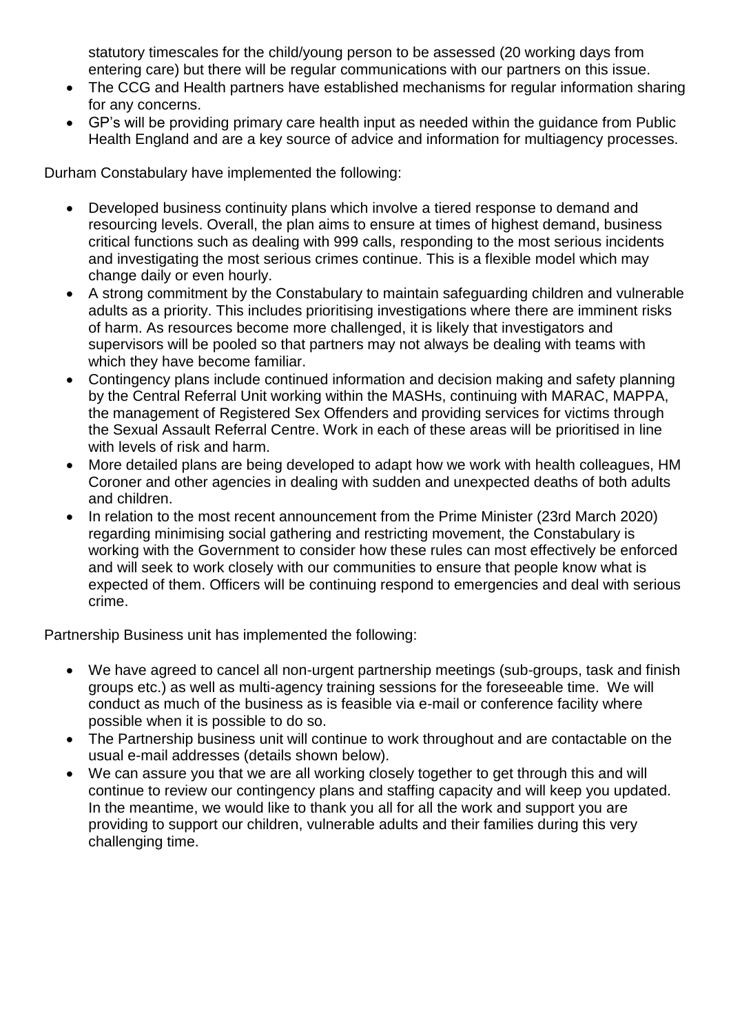statutory timescales for the child/young person to be assessed (20 working days from entering care) but there will be regular communications with our partners on this issue.

- The CCG and Health partners have established mechanisms for regular information sharing for any concerns.
- GP's will be providing primary care health input as needed within the guidance from Public Health England and are a key source of advice and information for multiagency processes.

Durham Constabulary have implemented the following:

- Developed business continuity plans which involve a tiered response to demand and resourcing levels. Overall, the plan aims to ensure at times of highest demand, business critical functions such as dealing with 999 calls, responding to the most serious incidents and investigating the most serious crimes continue. This is a flexible model which may change daily or even hourly.
- A strong commitment by the Constabulary to maintain safeguarding children and vulnerable adults as a priority. This includes prioritising investigations where there are imminent risks of harm. As resources become more challenged, it is likely that investigators and supervisors will be pooled so that partners may not always be dealing with teams with which they have become familiar.
- Contingency plans include continued information and decision making and safety planning by the Central Referral Unit working within the MASHs, continuing with MARAC, MAPPA, the management of Registered Sex Offenders and providing services for victims through the Sexual Assault Referral Centre. Work in each of these areas will be prioritised in line with levels of risk and harm.
- More detailed plans are being developed to adapt how we work with health colleagues, HM Coroner and other agencies in dealing with sudden and unexpected deaths of both adults and children.
- In relation to the most recent announcement from the Prime Minister (23rd March 2020) regarding minimising social gathering and restricting movement, the Constabulary is working with the Government to consider how these rules can most effectively be enforced and will seek to work closely with our communities to ensure that people know what is expected of them. Officers will be continuing respond to emergencies and deal with serious crime.

Partnership Business unit has implemented the following:

- We have agreed to cancel all non-urgent partnership meetings (sub-groups, task and finish groups etc.) as well as multi-agency training sessions for the foreseeable time. We will conduct as much of the business as is feasible via e-mail or conference facility where possible when it is possible to do so.
- The Partnership business unit will continue to work throughout and are contactable on the usual e-mail addresses (details shown below).
- We can assure you that we are all working closely together to get through this and will continue to review our contingency plans and staffing capacity and will keep you updated. In the meantime, we would like to thank you all for all the work and support you are providing to support our children, vulnerable adults and their families during this very challenging time.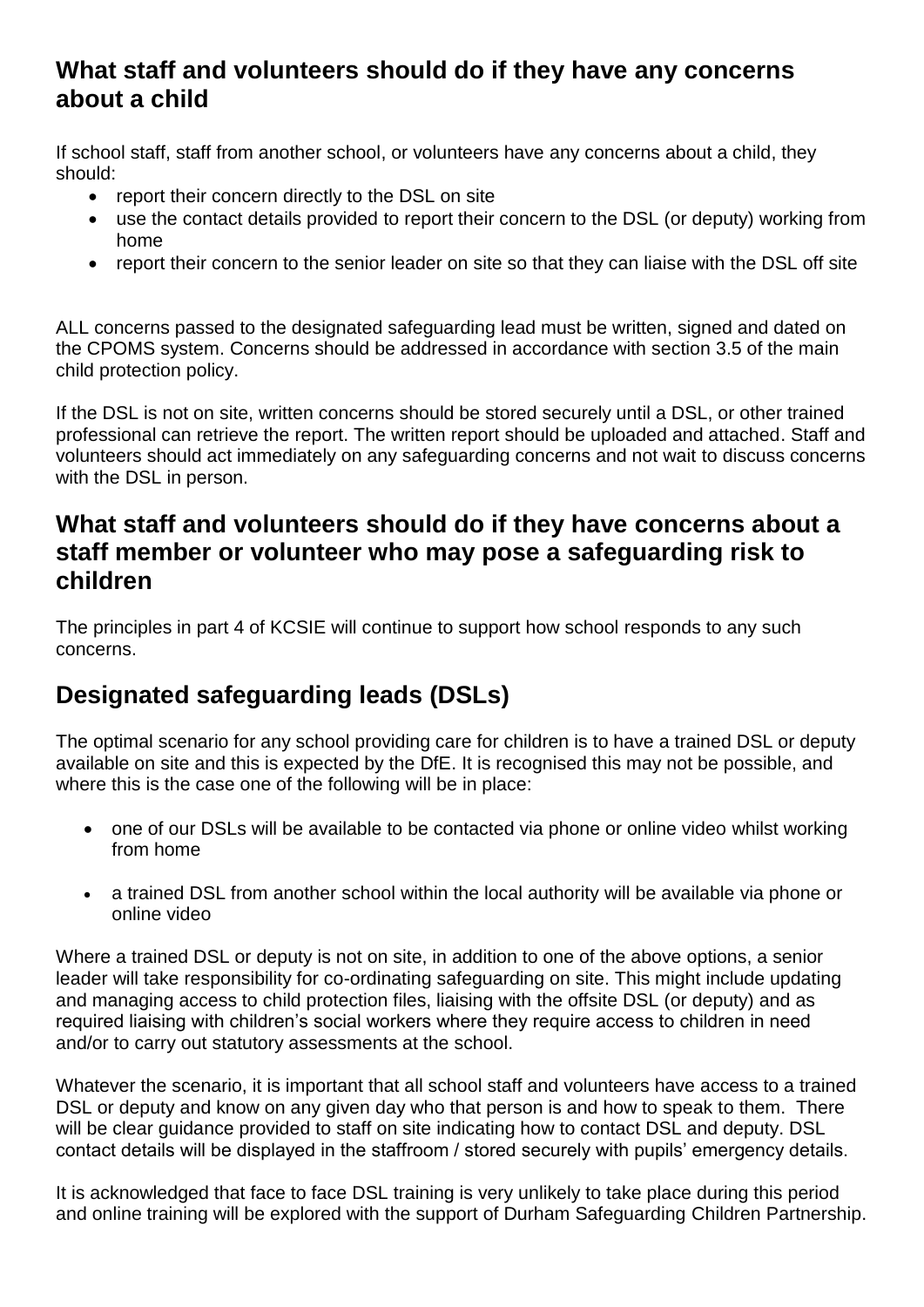## What staff and volunteers should do if they have any concerns about a child

If school staff, staff from another school, or volunteers have any concerns about a child, they should:

- report their concern directly to the DSL on site
- use the contact details provided to report their concern to the DSL (or deputy) working from home
- report their concern to the senior leader on site so that they can liaise with the DSL off site

ALL concerns passed to the designated safeguarding lead must be written, signed and dated on the CPOMS system. Concerns should be addressed in accordance with section 3.5 of the main child protection policy.

If the DSL is not on site, written concerns should be stored securely until a DSL, or other trained professional can retrieve the report. The written report should be uploaded and attached. Staff and volunteers should act immediately on any safeguarding concerns and not wait to discuss concerns with the DSL in person.

## What staff and volunteers should do if they have concerns about a staff member or volunteer who may pose a safeguarding risk to children

The principles in part 4 of KCSIE will continue to support how school responds to any such concerns.

## Designated safeguarding leads (DSLs)

The optimal scenario for any school providing care for children is to have a trained DSL or deputy available on site and this is expected by the DfE. It is recognised this may not be possible, and where this is the case one of the following will be in place:

- one of our DSLs will be available to be contacted via phone or online video whilst working from home
- a trained DSL from another school within the local authority will be available via phone or online video

Where a trained DSL or deputy is not on site, in addition to one of the above options, a senior leader will take responsibility for co-ordinating safeguarding on site. This might include updating and managing access to child protection files, liaising with the offsite DSL (or deputy) and as required liaising with children's social workers where they require access to children in need and/or to carry out statutory assessments at the school.

Whatever the scenario, it is important that all school staff and volunteers have access to a trained DSL or deputy and know on any given day who that person is and how to speak to them. There will be clear guidance provided to staff on site indicating how to contact DSL and deputy. DSL contact details will be displayed in the staffroom / stored securely with pupils' emergency details.

It is acknowledged that face to face DSL training is very unlikely to take place during this period and online training will be explored with the support of Durham Safeguarding Children Partnership.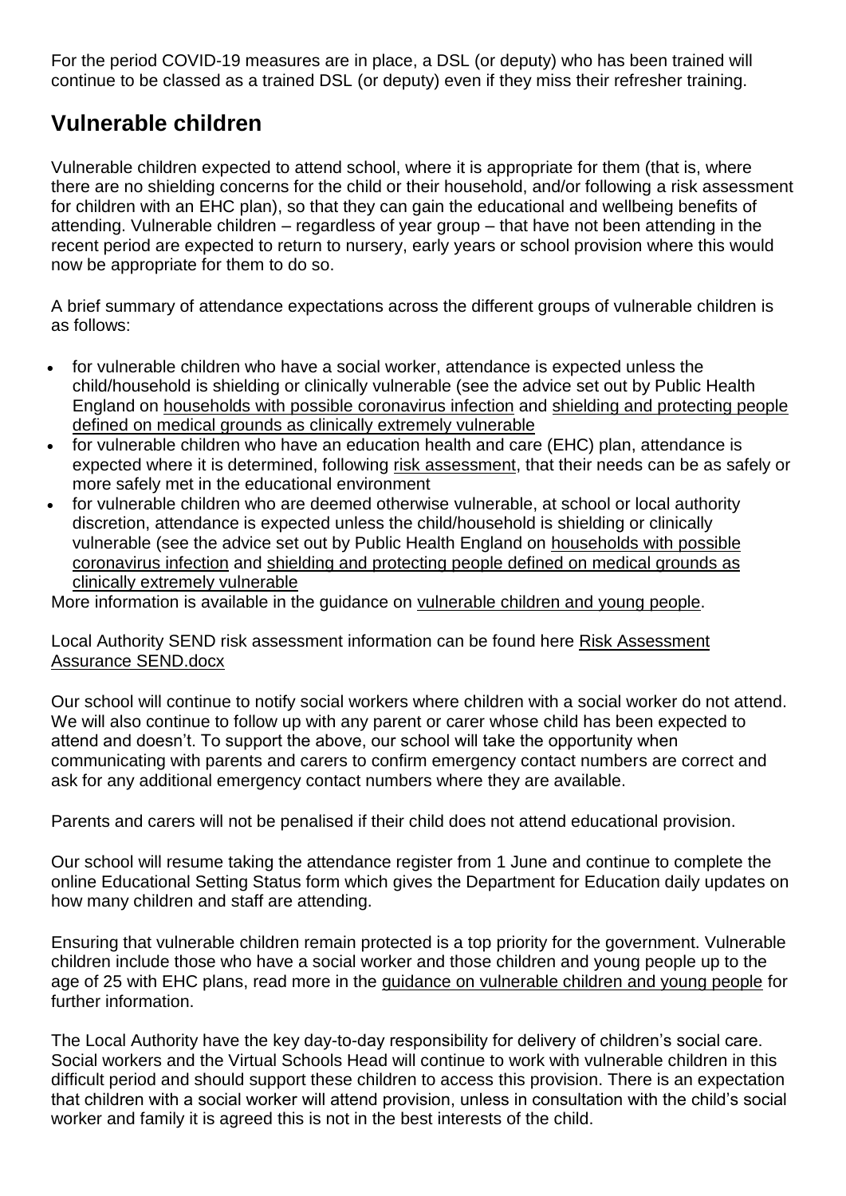For the period COVID-19 measures are in place, a DSL (or deputy) who has been trained will continue to be classed as a trained DSL (or deputy) even if they miss their refresher training.

## Vulnerable children

Vulnerable children expected to attend school, where it is appropriate for them (that is, where there are no shielding concerns for the child or their household, and/or following a risk assessment for children with an EHC plan), so that they can gain the educational and wellbeing benefits of attending. Vulnerable children – regardless of year group – that have not been attending in the recent period are expected to return to nursery, early years or school provision where this would now be appropriate for them to do so.

A brief summary of attendance expectations across the different groups of vulnerable children is as follows:

- for vulnerable children who have a social worker, attendance is expected unless the child/household is shielding or clinically vulnerable (see the advice set out by Public Health England on households with possible coronavirus infection and shielding and protecting people defined on medical grounds as clinically extremely vulnerable
- for vulnerable children who have an education health and care (EHC) plan, attendance is expected where it is determined, following risk assessment, that their needs can be as safely or more safely met in the educational environment
- for vulnerable children who are deemed otherwise vulnerable, at school or local authority discretion, attendance is expected unless the child/household is shielding or clinically vulnerable (see the advice set out by Public Health England on households with possible coronavirus infection and shielding and protecting people defined on medical grounds as clinically extremely vulnerable

More information is available in the guidance on vulnerable children and young people.

Local Authority SEND risk assessment information can be found here Risk Assessment Assurance SEND.docx

Our school will continue to notify social workers where children with a social worker do not attend. We will also continue to follow up with any parent or carer whose child has been expected to attend and doesn't. To support the above, our school will take the opportunity when communicating with parents and carers to confirm emergency contact numbers are correct and ask for any additional emergency contact numbers where they are available.

Parents and carers will not be penalised if their child does not attend educational provision.

Our school will resume taking the attendance register from 1 June and continue to complete the online Educational Setting Status form which gives the Department for Education daily updates on how many children and staff are attending.

Ensuring that vulnerable children remain protected is a top priority for the government. Vulnerable children include those who have a social worker and those children and young people up to the age of 25 with EHC plans, read more in the guidance on vulnerable children and young people for further information.

The Local Authority have the key day-to-day responsibility for delivery of children's social care. Social workers and the Virtual Schools Head will continue to work with vulnerable children in this difficult period and should support these children to access this provision. There is an expectation that children with a social worker will attend provision, unless in consultation with the child's social worker and family it is agreed this is not in the best interests of the child.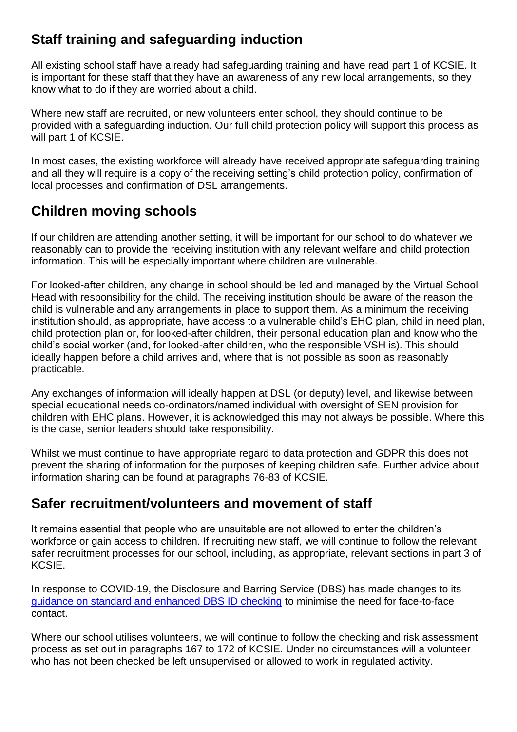## Staff training and safeguarding induction

All existing school staff have already had safeguarding training and have read part 1 of KCSIE. It is important for these staff that they have an awareness of any new local arrangements, so they know what to do if they are worried about a child.

Where new staff are recruited, or new volunteers enter school, they should continue to be provided with a safeguarding induction. Our full child protection policy will support this process as will part 1 of KCSIE.

In most cases, the existing workforce will already have received appropriate safeguarding training and all they will require is a copy of the receiving setting's child protection policy, confirmation of local processes and confirmation of DSL arrangements.

## Children moving schools

If our children are attending another setting, it will be important for our school to do whatever we reasonably can to provide the receiving institution with any relevant welfare and child protection information. This will be especially important where children are vulnerable.

For looked-after children, any change in school should be led and managed by the Virtual School Head with responsibility for the child. The receiving institution should be aware of the reason the child is vulnerable and any arrangements in place to support them. As a minimum the receiving institution should, as appropriate, have access to a vulnerable child's EHC plan, child in need plan, child protection plan or, for looked-after children, their personal education plan and know who the child's social worker (and, for looked-after children, who the responsible VSH is). This should ideally happen before a child arrives and, where that is not possible as soon as reasonably practicable.

Any exchanges of information will ideally happen at DSL (or deputy) level, and likewise between special educational needs co-ordinators/named individual with oversight of SEN provision for children with EHC plans. However, it is acknowledged this may not always be possible. Where this is the case, senior leaders should take responsibility.

Whilst we must continue to have appropriate regard to data protection and GDPR this does not prevent the sharing of information for the purposes of keeping children safe. Further advice about information sharing can be found at paragraphs 76-83 of KCSIE.

## Safer recruitment/volunteers and movement of staff

It remains essential that people who are unsuitable are not allowed to enter the children's workforce or gain access to children. If recruiting new staff, we will continue to follow the relevant safer recruitment processes for our school, including, as appropriate, relevant sections in part 3 of KCSIE.

In response to COVID-19, the Disclosure and Barring Service (DBS) has made changes to its guidance on standard and enhanced DBS ID checking to minimise the need for face-to-face contact.

Where our school utilises volunteers, we will continue to follow the checking and risk assessment process as set out in paragraphs 167 to 172 of KCSIE. Under no circumstances will a volunteer who has not been checked be left unsupervised or allowed to work in regulated activity.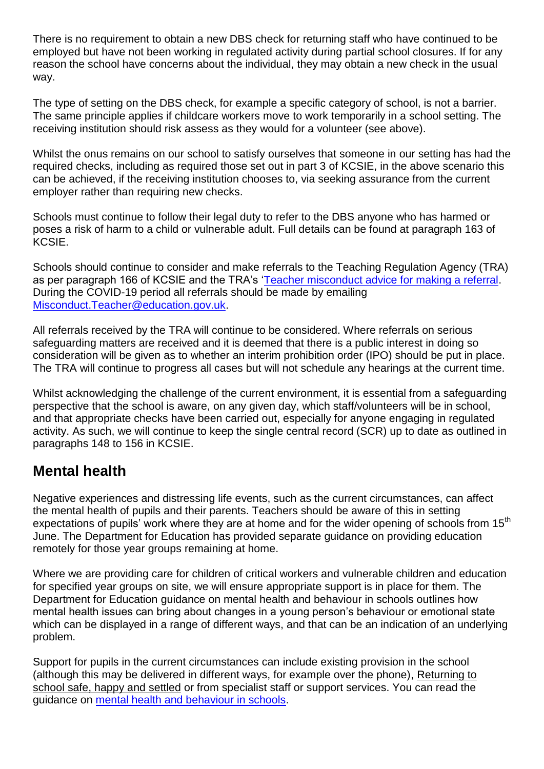There is no requirement to obtain a new DBS check for returning staff who have continued to be employed but have not been working in regulated activity during partial school closures. If for any reason the school have concerns about the individual, they may obtain a new check in the usual way.

The type of setting on the DBS check, for example a specific category of school, is not a barrier. The same principle applies if childcare workers move to work temporarily in a school setting. The receiving institution should risk assess as they would for a volunteer (see above).

Whilst the onus remains on our school to satisfy ourselves that someone in our setting has had the required checks, including as required those set out in part 3 of KCSIE, in the above scenario this can be achieved, if the receiving institution chooses to, via seeking assurance from the current employer rather than requiring new checks.

Schools must continue to follow their legal duty to refer to the DBS anyone who has harmed or poses a risk of harm to a child or vulnerable adult. Full details can be found at paragraph 163 of KCSIE.

Schools should continue to consider and make referrals to the Teaching Regulation Agency (TRA) as per paragraph 166 of KCSIE and the TRA's 'Teacher misconduct advice for making a referral. During the COVID-19 period all referrals should be made by emailing Misconduct.Teacher@education.gov.uk.

All referrals received by the TRA will continue to be considered. Where referrals on serious safeguarding matters are received and it is deemed that there is a public interest in doing so consideration will be given as to whether an interim prohibition order (IPO) should be put in place. The TRA will continue to progress all cases but will not schedule any hearings at the current time.

Whilst acknowledging the challenge of the current environment, it is essential from a safeguarding perspective that the school is aware, on any given day, which staff/volunteers will be in school, and that appropriate checks have been carried out, especially for anyone engaging in regulated activity. As such, we will continue to keep the single central record (SCR) up to date as outlined in paragraphs 148 to 156 in KCSIE.

## Mental health

Negative experiences and distressing life events, such as the current circumstances, can affect the mental health of pupils and their parents. Teachers should be aware of this in setting expectations of pupils' work where they are at home and for the wider opening of schools from 15th June. The Department for Education has provided separate guidance on providing education remotely for those year groups remaining at home.

Where we are providing care for children of critical workers and vulnerable children and education for specified year groups on site, we will ensure appropriate support is in place for them. The Department for Education guidance on mental health and behaviour in schools outlines how mental health issues can bring about changes in a young person's behaviour or emotional state which can be displayed in a range of different ways, and that can be an indication of an underlying problem.

Support for pupils in the current circumstances can include existing provision in the school (although this may be delivered in different ways, for example over the phone), Returning to school safe, happy and settled or from specialist staff or support services. You can read the guidance on mental health and behaviour in schools.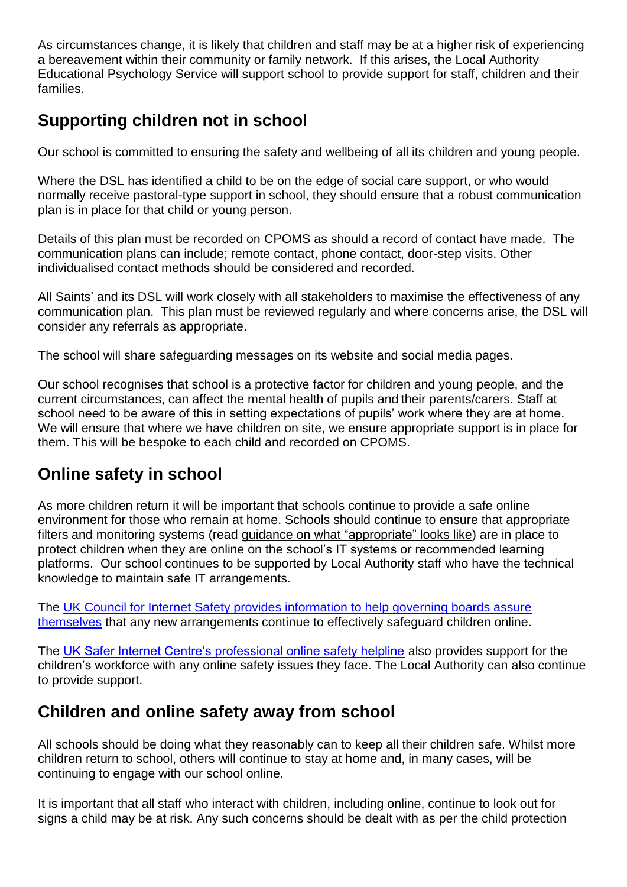As circumstances change, it is likely that children and staff may be at a higher risk of experiencing a bereavement within their community or family network. If this arises, the Local Authority Educational Psychology Service will support school to provide support for staff, children and their families.

## Supporting children not in school

Our school is committed to ensuring the safety and wellbeing of all its children and young people.

Where the DSL has identified a child to be on the edge of social care support, or who would normally receive pastoral-type support in school, they should ensure that a robust communication plan is in place for that child or young person.

Details of this plan must be recorded on CPOMS as should a record of contact have made. The communication plans can include; remote contact, phone contact, door-step visits. Other individualised contact methods should be considered and recorded.

All Saints' and its DSL will work closely with all stakeholders to maximise the effectiveness of any communication plan. This plan must be reviewed regularly and where concerns arise, the DSL will consider any referrals as appropriate.

The school will share safeguarding messages on its website and social media pages.

Our school recognises that school is a protective factor for children and young people, and the current circumstances, can affect the mental health of pupils and their parents/carers. Staff at school need to be aware of this in setting expectations of pupils' work where they are at home. We will ensure that where we have children on site, we ensure appropriate support is in place for them. This will be bespoke to each child and recorded on CPOMS.

## Online safety in school

As more children return it will be important that schools continue to provide a safe online environment for those who remain at home. Schools should continue to ensure that appropriate filters and monitoring systems (read guidance on what "appropriate" looks like) are in place to protect children when they are online on the school's IT systems or recommended learning platforms. Our school continues to be supported by Local Authority staff who have the technical knowledge to maintain safe IT arrangements.

The UK Council for Internet Safety provides information to help governing boards assure themselves that any new arrangements continue to effectively safeguard children online.

The UK Safer Internet Centre's professional online safety helpline also provides support for the children's workforce with any online safety issues they face. The Local Authority can also continue to provide support.

## Children and online safety away from school

All schools should be doing what they reasonably can to keep all their children safe. Whilst more children return to school, others will continue to stay at home and, in many cases, will be continuing to engage with our school online.

It is important that all staff who interact with children, including online, continue to look out for signs a child may be at risk. Any such concerns should be dealt with as per the child protection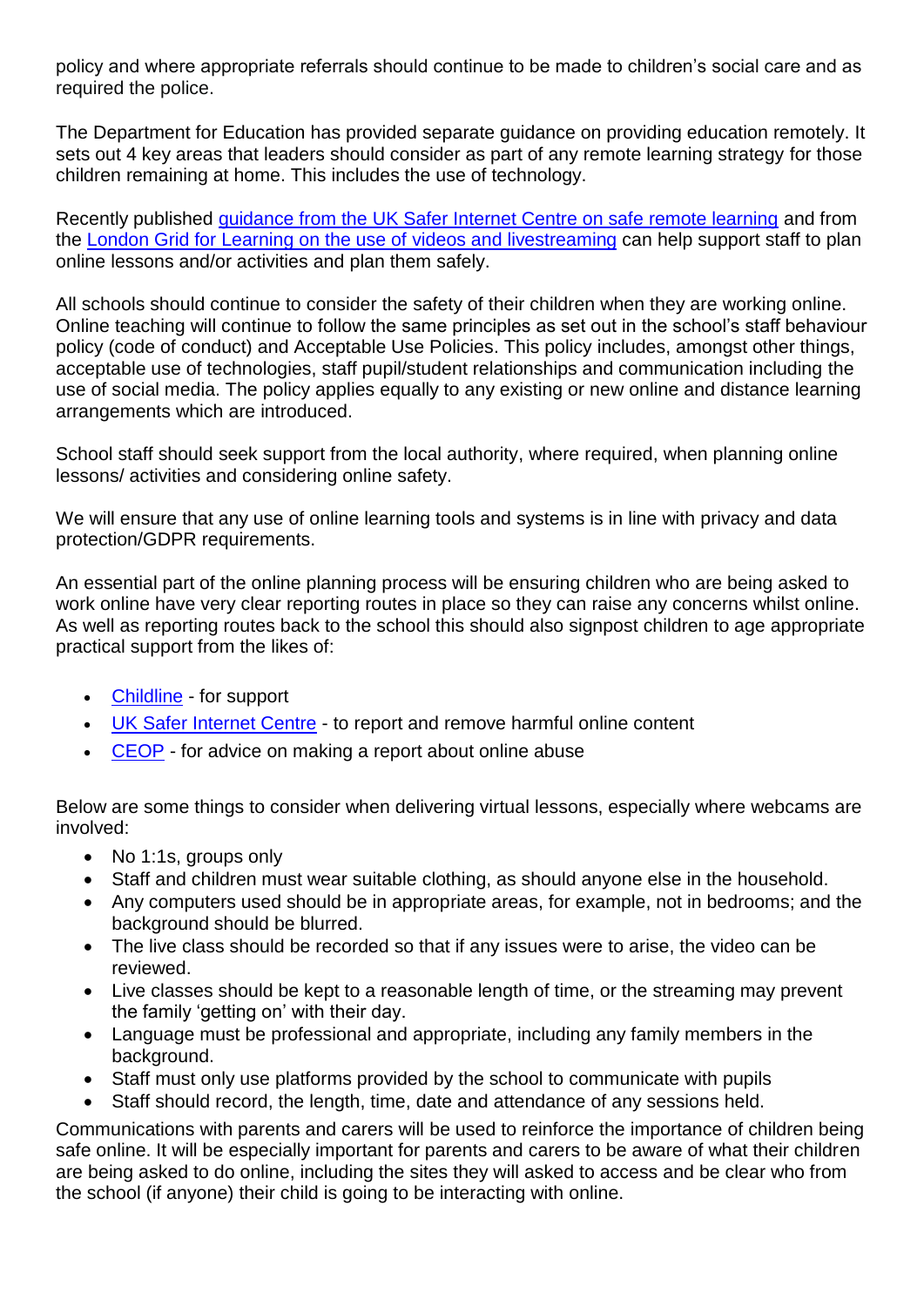policy and where appropriate referrals should continue to be made to children's social care and as required the police.

The Department for Education has provided separate guidance on providing education remotely. It sets out 4 key areas that leaders should consider as part of any remote learning strategy for those children remaining at home. This includes the use of technology.

Recently published guidance from the UK Safer Internet Centre on safe remote learning and from the London Grid for Learning on the use of videos and livestreaming can help support staff to plan online lessons and/or activities and plan them safely.

All schools should continue to consider the safety of their children when they are working online. Online teaching will continue to follow the same principles as set out in the school's staff behaviour policy (code of conduct) and Acceptable Use Policies. This policy includes, amongst other things, acceptable use of technologies, staff pupil/student relationships and communication including the use of social media. The policy applies equally to any existing or new online and distance learning arrangements which are introduced.

School staff should seek support from the local authority, where required, when planning online lessons/ activities and considering online safety.

We will ensure that any use of online learning tools and systems is in line with privacy and data protection/GDPR requirements.

An essential part of the online planning process will be ensuring children who are being asked to work online have very clear reporting routes in place so they can raise any concerns whilst online. As well as reporting routes back to the school this should also signpost children to age appropriate practical support from the likes of:

- Childline - for support
- UK Safer Internet Centre - to report and remove harmful online content
- CEOP - for advice on making a report about online abuse

Below are some things to consider when delivering virtual lessons, especially where webcams are involved:

- No 1:1s, groups only
- Staff and children must wear suitable clothing, as should anyone else in the household.
- Any computers used should be in appropriate areas, for example, not in bedrooms; and the background should be blurred.
- The live class should be recorded so that if any issues were to arise, the video can be reviewed.
- Live classes should be kept to a reasonable length of time, or the streaming may prevent the family 'getting on' with their day.
- Language must be professional and appropriate, including any family members in the background.
- Staff must only use platforms provided by the school to communicate with pupils
- Staff should record, the length, time, date and attendance of any sessions held.

Communications with parents and carers will be used to reinforce the importance of children being safe online. It will be especially important for parents and carers to be aware of what their children are being asked to do online, including the sites they will asked to access and be clear who from the school (if anyone) their child is going to be interacting with online.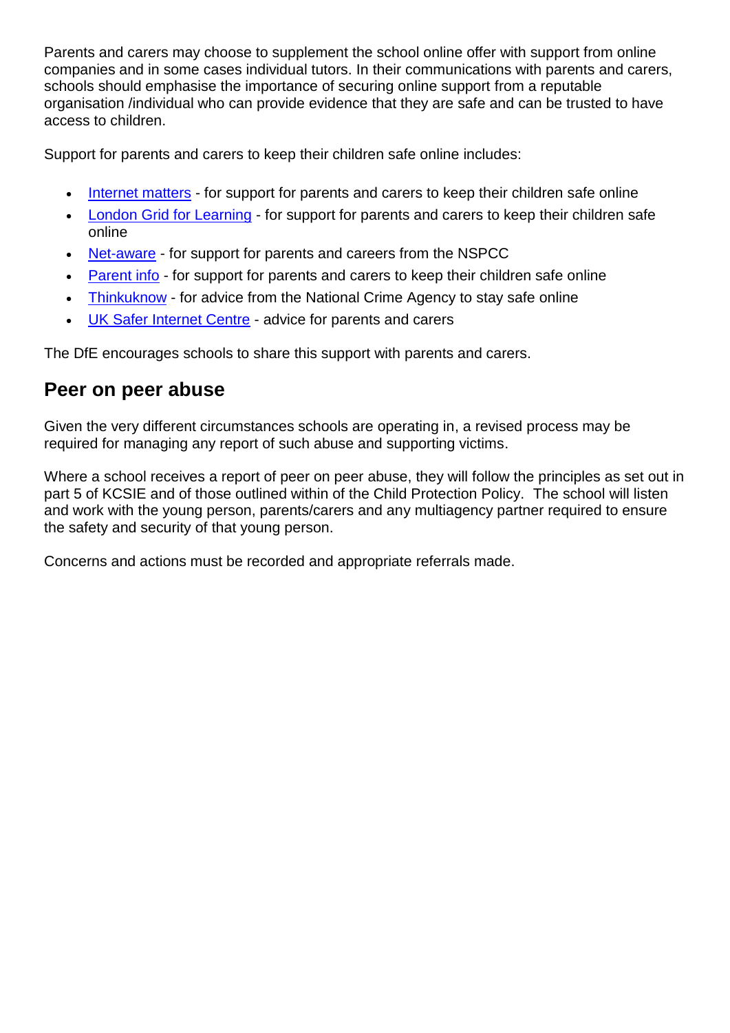Parents and carers may choose to supplement the school online offer with support from online companies and in some cases individual tutors. In their communications with parents and carers, schools should emphasise the importance of securing online support from a reputable organisation /individual who can provide evidence that they are safe and can be trusted to have access to children.

Support for parents and carers to keep their children safe online includes:

- Internet matters - for support for parents and carers to keep their children safe online
- London Grid for Learning - for support for parents and carers to keep their children safe online
- Net-aware - for support for parents and careers from the NSPCC
- Parent info - for support for parents and carers to keep their children safe online
- Thinkuknow - for advice from the National Crime Agency to stay safe online
- UK Safer Internet Centre - advice for parents and carers

The DfE encourages schools to share this support with parents and carers.

## Peer on peer abuse

Given the very different circumstances schools are operating in, a revised process may be required for managing any report of such abuse and supporting victims.

Where a school receives a report of peer on peer abuse, they will follow the principles as set out in part 5 of KCSIE and of those outlined within of the Child Protection Policy. The school will listen and work with the young person, parents/carers and any multiagency partner required to ensure the safety and security of that young person.

Concerns and actions must be recorded and appropriate referrals made.